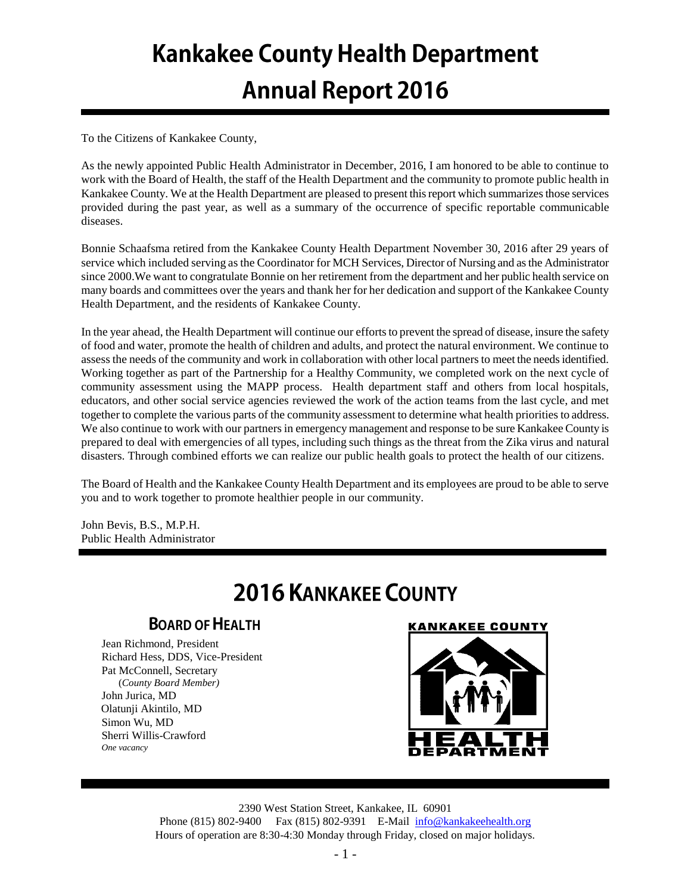# Kankakee County Health Department Annual Report 2016

To the Citizens of Kankakee County,

As the newly appointed Public Health Administrator in December, 2016, I am honored to be able to continue to work with the Board of Health, the staff of the Health Department and the community to promote public health in Kankakee County. We at the Health Department are pleased to present this report which summarizes those services provided during the past year, as well as a summary of the occurrence of specific reportable communicable diseases.

Bonnie Schaafsma retired from the Kankakee County Health Department November 30, 2016 after 29 years of service which included serving as the Coordinator for MCH Services, Director of Nursing and as the Administrator since 2000.We want to congratulate Bonnie on her retirement from the department and her public health service on many boards and committees over the years and thank her for her dedication and support of the Kankakee County Health Department, and the residents of Kankakee County.

In the year ahead, the Health Department will continue our efforts to prevent the spread of disease, insure the safety of food and water, promote the health of children and adults, and protect the natural environment. We continue to assess the needs of the community and work in collaboration with other local partners to meet the needs identified. Working together as part of the Partnership for a Healthy Community, we completed work on the next cycle of community assessment using the MAPP process. Health department staff and others from local hospitals, educators, and other social service agencies reviewed the work of the action teams from the last cycle, and met together to complete the various parts of the community assessment to determine what health priorities to address. We also continue to work with our partners in emergency management and response to be sure Kankakee County is prepared to deal with emergencies of all types, including such things as the threat from the Zika virus and natural disasters. Through combined efforts we can realize our public health goals to protect the health of our citizens.

The Board of Health and the Kankakee County Health Department and its employees are proud to be able to serve you and to work together to promote healthier people in our community.

John Bevis, B.S., M.P.H.
Public Health Administrator

## 2016 Kankakee County

### Board of Health

Jean Richmond, President
Richard Hess, DDS, Vice-President
Pat McConnell, Secretary
(*County Board Member)*
John Jurica, MD
Olatunji Akintilo, MD
Simon Wu, MD
Sherri Willis-Crawford
*One vacancy*

KANKAKEE COUNTY HEALTH DEPARTMENT

2390 West Station Street, Kankakee, IL 60901
Phone (815) 802-9400 Fax (815) 802-9391 E-Mail info@kankakeehealth.org
Hours of operation are 8:30-4:30 Monday through Friday, closed on major holidays.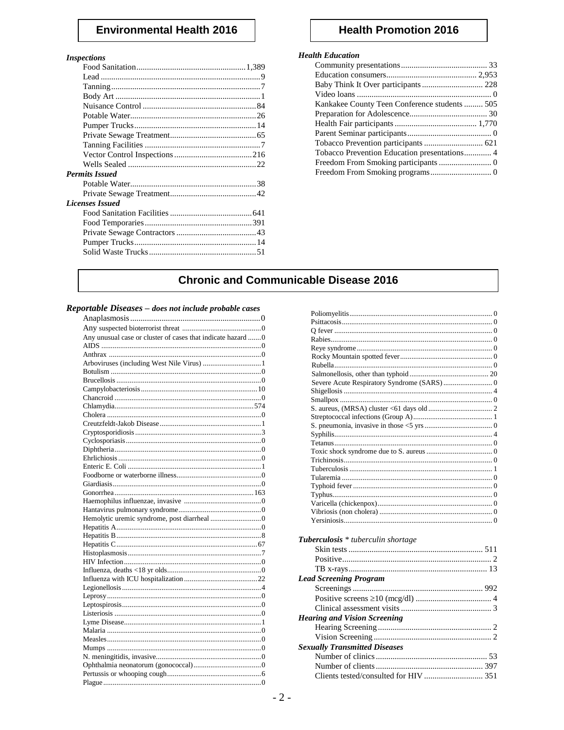## Environmental Health 2016

***Inspections***

| | |
|---|---|
| Food Sanitation | 1,389 |
| Lead | 9 |
| Tanning | 7 |
| Body Art | 1 |
| Nuisance Control | 84 |
| Potable Water | 26 |
| Pumper Trucks | 14 |
| Private Sewage Treatment | 65 |
| Tanning Facilities | 7 |
| Vector Control Inspections | 216 |
| Wells Sealed | 22 |

***Permits Issued***

| | |
|---|---|
| Potable Water | 38 |
| Private Sewage Treatment | 42 |

***Licenses Issued***

| | |
|---|---|
| Food Sanitation Facilities | 641 |
| Food Temporaries | 391 |
| Private Sewage Contractors | 43 |
| Pumper Trucks | 14 |
| Solid Waste Trucks | 51 |

## Health Promotion 2016

***Health Education***

| | |
|---|---|
| Community presentations | 33 |
| Education consumers | 2,953 |
| Baby Think It Over participants | 228 |
| Video loans | 0 |
| Kankakee County Teen Conference students | 505 |
| Preparation for Adolescence | 30 |
| Health Fair participants | 1,770 |
| Parent Seminar participants | 0 |
| Tobacco Prevention participants | 621 |
| Tobacco Prevention Education presentations | 4 |
| Freedom From Smoking participants | 0 |
| Freedom From Smoking programs | 0 |

## Chronic and Communicable Disease 2016

***Reportable Diseases** – does not include probable cases*

| | |
|---|---|
| Anaplasmosis | 0 |
| Any suspected bioterrorist threat | 0 |
| Any unusual case or cluster of cases that indicate hazard | 0 |
| AIDS | 0 |
| Anthrax | 0 |
| Arboviruses (including West Nile Virus) | 1 |
| Botulism | 0 |
| Brucellosis | 0 |
| Campylobacteriosis | 10 |
| Chancroid | 0 |
| Chlamydia | 574 |
| Cholera | 0 |
| Creutzfeldt-Jakob Disease | 1 |
| Cryptosporidiosis | 3 |
| Cyclosporiasis | 0 |
| Diphtheria | 0 |
| Ehrlichiosis | 0 |
| Enteric E. Coli | 1 |
| Foodborne or waterborne illness | 0 |
| Giardiasis | 0 |
| Gonorrhea | 163 |
| Haemophilus influenzae, invasive | 0 |
| Hantavirus pulmonary syndrome | 0 |
| Hemolytic uremic syndrome, post diarrheal | 0 |
| Hepatitis A | 0 |
| Hepatitis B | 8 |
| Hepatitis C | 67 |
| Histoplasmosis | 7 |
| HIV Infection | 0 |
| Influenza, deaths <18 yr olds | 0 |
| Influenza with ICU hospitalization | 22 |
| Legionellosis | 4 |
| Leprosy | 0 |
| Leptospirosis | 0 |
| Listeriosis | 0 |
| Lyme Disease | 1 |
| Malaria | 0 |
| Measles | 0 |
| Mumps | 0 |
| N. meningitidis, invasive | 0 |
| Ophthalmia neonatorum (gonococcal) | 0 |
| Pertussis or whooping cough | 6 |
| Plague | 0 |
| Poliomyelitis | 0 |
| Psittacosis | 0 |
| Q fever | 0 |
| Rabies | 0 |
| Reye syndrome | 0 |
| Rocky Mountain spotted fever | 0 |
| Rubella | 0 |
| Salmonellosis, other than typhoid | 20 |
| Severe Acute Respiratory Syndrome (SARS) | 0 |
| Shigellosis | 4 |
| Smallpox | 0 |
| S. aureus, (MRSA) cluster <61 days old | 2 |
| Streptococcal infections (Group A) | 1 |
| S. pneumonia, invasive in those <5 yrs | 0 |
| Syphilis | 4 |
| Tetanus | 0 |
| Toxic shock syndrome due to S. aureus | 0 |
| Trichinosis | 0 |
| Tuberculosis | 1 |
| Tularemia | 0 |
| Typhoid fever | 0 |
| Typhus | 0 |
| Varicella (chickenpox) | 0 |
| Vibriosis (non cholera) | 0 |
| Yersiniosis | 0 |

***Tuberculosis** * tuberculin shortage*

| | |
|---|---|
| Skin tests | 511 |
| Positive | 2 |
| TB x-rays | 13 |

***Lead Screening Program***

| | |
|---|---|
| Screenings | 992 |
| Positive screens ≥10 (mcg/dl) | 4 |
| Clinical assessment visits | 3 |

***Hearing and Vision Screening***

| | |
|---|---|
| Hearing Screening | 2 |
| Vision Screening | 2 |

***Sexually Transmitted Diseases***

| | |
|---|---|
| Number of clinics | 53 |
| Number of clients | 397 |
| Clients tested/consulted for HIV | 351 |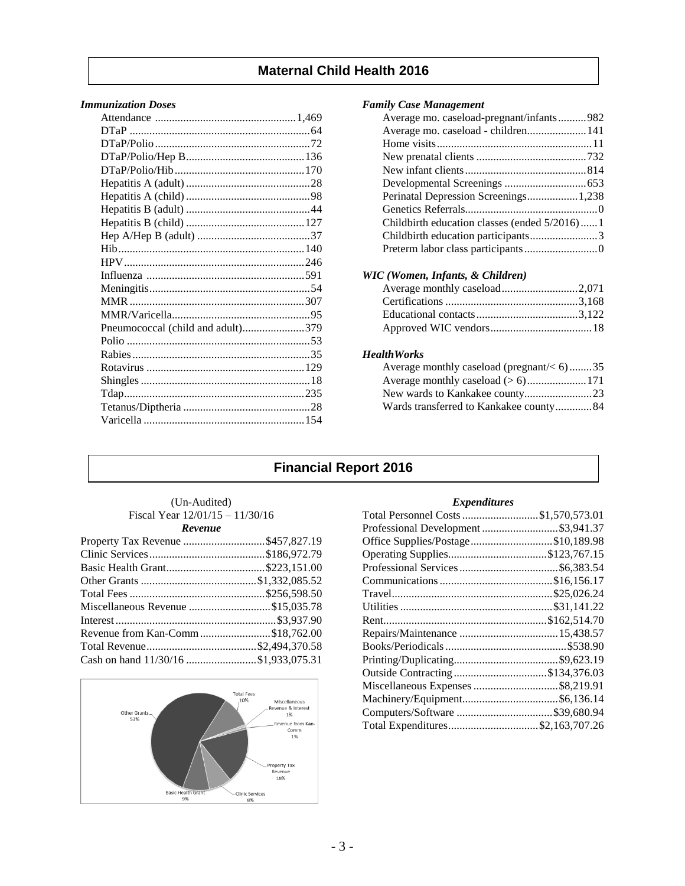## Maternal Child Health 2016

### *Immunization Doses*

| Item | Count |
|---|---|
| Attendance | 1,469 |
| DTaP | 64 |
| DTaP/Polio | 72 |
| DTaP/Polio/Hep B | 136 |
| DTaP/Polio/Hib | 170 |
| Hepatitis A (adult) | 28 |
| Hepatitis A (child) | 98 |
| Hepatitis B (adult) | 44 |
| Hepatitis B (child) | 127 |
| Hep A/Hep B (adult) | 37 |
| Hib | 140 |
| HPV | 246 |
| Influenza | 591 |
| Meningitis | 54 |
| MMR | 307 |
| MMR/Varicella | 95 |
| Pneumococcal (child and adult) | 379 |
| Polio | 53 |
| Rabies | 35 |
| Rotavirus | 129 |
| Shingles | 18 |
| Tdap | 235 |
| Tetanus/Diptheria | 28 |
| Varicella | 154 |

### *Family Case Management*

| Item | Count |
|---|---|
| Average mo. caseload-pregnant/infants | 982 |
| Average mo. caseload - children | 141 |
| Home visits | 11 |
| New prenatal clients | 732 |
| New infant clients | 814 |
| Developmental Screenings | 653 |
| Perinatal Depression Screenings | 1,238 |
| Genetics Referrals | 0 |
| Childbirth education classes (ended 5/2016) | 1 |
| Childbirth education participants | 3 |
| Preterm labor class participants | 0 |

### *WIC (Women, Infants, & Children)*

| Item | Count |
|---|---|
| Average monthly caseload | 2,071 |
| Certifications | 3,168 |
| Educational contacts | 3,122 |
| Approved WIC vendors | 18 |

### *HealthWorks*

| Item | Count |
|---|---|
| Average monthly caseload (pregnant/< 6) | 35 |
| Average monthly caseload (> 6) | 171 |
| New wards to Kankakee county | 23 |
| Wards transferred to Kankakee county | 84 |

## Financial Report 2016

(Un-Audited)
Fiscal Year 12/01/15 – 11/30/16

### *Revenue*

| Item | Amount |
|---|---|
| Property Tax Revenue | $457,827.19 |
| Clinic Services | $186,972.79 |
| Basic Health Grant | $223,151.00 |
| Other Grants | $1,332,085.52 |
| Total Fees | $256,598.50 |
| Miscellaneous Revenue | $15,035.78 |
| Interest | $3,937.90 |
| Revenue from Kan-Comm | $18,762.00 |
| Total Revenue | $2,494,370.58 |
| Cash on hand 11/30/16 | $1,933,075.31 |

Other Grants 53%; Total Fees 10%; Miscellaneous Revenue & Interest 1%; Revenue from Kan-Comm 1%; Property Tax Revenue 18%; Clinic Services 8%; Basic Health Grant 9%

### *Expenditures*

| Item | Amount |
|---|---|
| Total Personnel Costs | $1,570,573.01 |
| Professional Development | $3,941.37 |
| Office Supplies/Postage | $10,189.98 |
| Operating Supplies | $123,767.15 |
| Professional Services | $6,383.54 |
| Communications | $16,156.17 |
| Travel | $25,026.24 |
| Utilities | $31,141.22 |
| Rent | $162,514.70 |
| Repairs/Maintenance | 15,438.57 |
| Books/Periodicals | $538.90 |
| Printing/Duplicating | $9,623.19 |
| Outside Contracting | $134,376.03 |
| Miscellaneous Expenses | $8,219.91 |
| Machinery/Equipment | $6,136.14 |
| Computers/Software | $39,680.94 |
| Total Expenditures | $2,163,707.26 |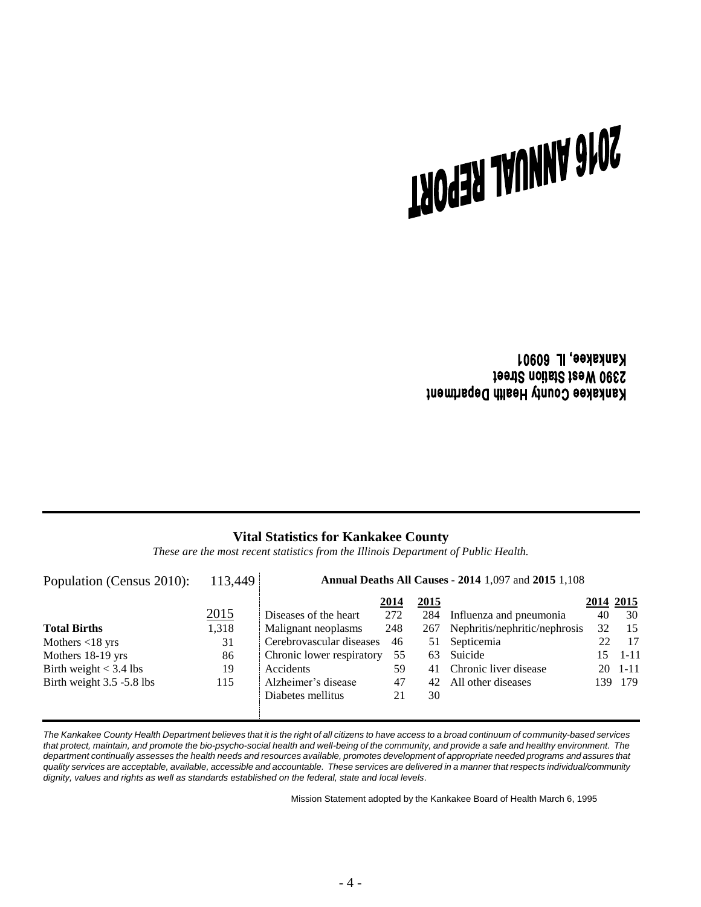# 2016 ANNUAL REPORT

**Kankakee County Health Department**
**2390 West Station Street**
**Kankakee, IL 60901**

## Vital Statistics for Kankakee County

*These are the most recent statistics from the Illinois Department of Public Health.*

Population (Census 2010): 113,449

| | 2015 |
|---|---|
| **Total Births** | 1,318 |
| Mothers <18 yrs | 31 |
| Mothers 18-19 yrs | 86 |
| Birth weight < 3.4 lbs | 19 |
| Birth weight 3.5 -5.8 lbs | 115 |

**Annual Deaths All Causes - 2014** 1,097 and **2015** 1,108

| | 2014 | 2015 | | 2014 | 2015 |
|---|---|---|---|---|---|
| Diseases of the heart | 272 | 284 | Influenza and pneumonia | 40 | 30 |
| Malignant neoplasms | 248 | 267 | Nephritis/nephritic/nephrosis | 32 | 15 |
| Cerebrovascular diseases | 46 | 51 | Septicemia | 22 | 17 |
| Chronic lower respiratory | 55 | 63 | Suicide | 15 | 1-11 |
| Accidents | 59 | 41 | Chronic liver disease | 20 | 1-11 |
| Alzheimer's disease | 47 | 42 | All other diseases | 139 | 179 |
| Diabetes mellitus | 21 | 30 | | | |

*The Kankakee County Health Department believes that it is the right of all citizens to have access to a broad continuum of community-based services that protect, maintain, and promote the bio-psycho-social health and well-being of the community, and provide a safe and healthy environment. The department continually assesses the health needs and resources available, promotes development of appropriate needed programs and assures that quality services are acceptable, available, accessible and accountable. These services are delivered in a manner that respects individual/community dignity, values and rights as well as standards established on the federal, state and local levels.*

Mission Statement adopted by the Kankakee Board of Health March 6, 1995